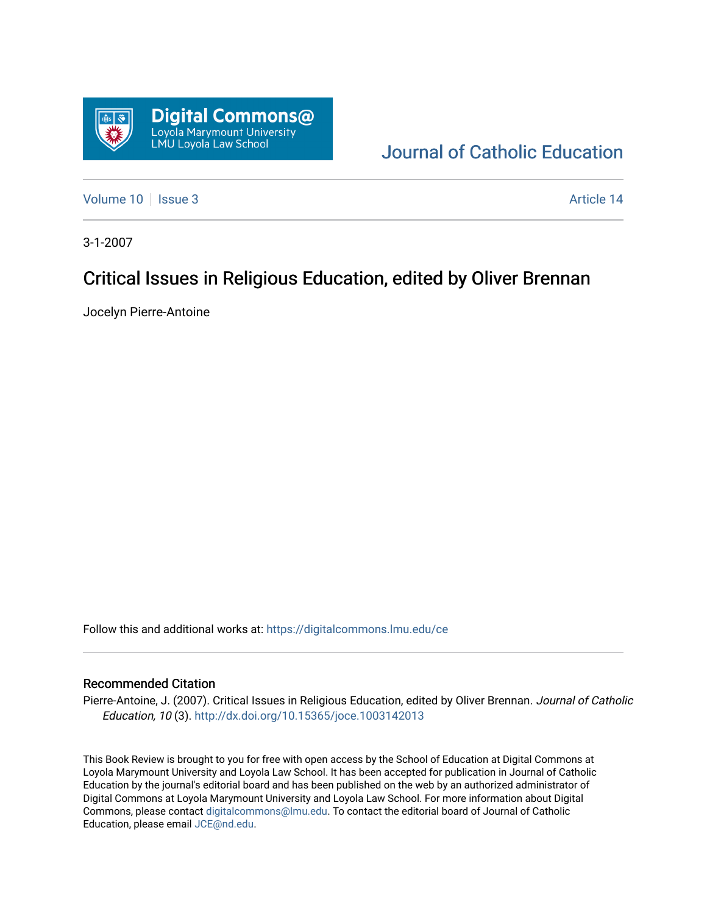Digital Commons@
Loyola Marymount University
LMU Loyola Law School

Journal of Catholic Education

Volume 10 | Issue 3 | Article 14

3-1-2007

# Critical Issues in Religious Education, edited by Oliver Brennan

Jocelyn Pierre-Antoine

Follow this and additional works at: https://digitalcommons.lmu.edu/ce

## Recommended Citation

Pierre-Antoine, J. (2007). Critical Issues in Religious Education, edited by Oliver Brennan. *Journal of Catholic Education, 10* (3). http://dx.doi.org/10.15365/joce.1003142013

This Book Review is brought to you for free with open access by the School of Education at Digital Commons at Loyola Marymount University and Loyola Law School. It has been accepted for publication in Journal of Catholic Education by the journal's editorial board and has been published on the web by an authorized administrator of Digital Commons at Loyola Marymount University and Loyola Law School. For more information about Digital Commons, please contact digitalcommons@lmu.edu. To contact the editorial board of Journal of Catholic Education, please email JCE@nd.edu.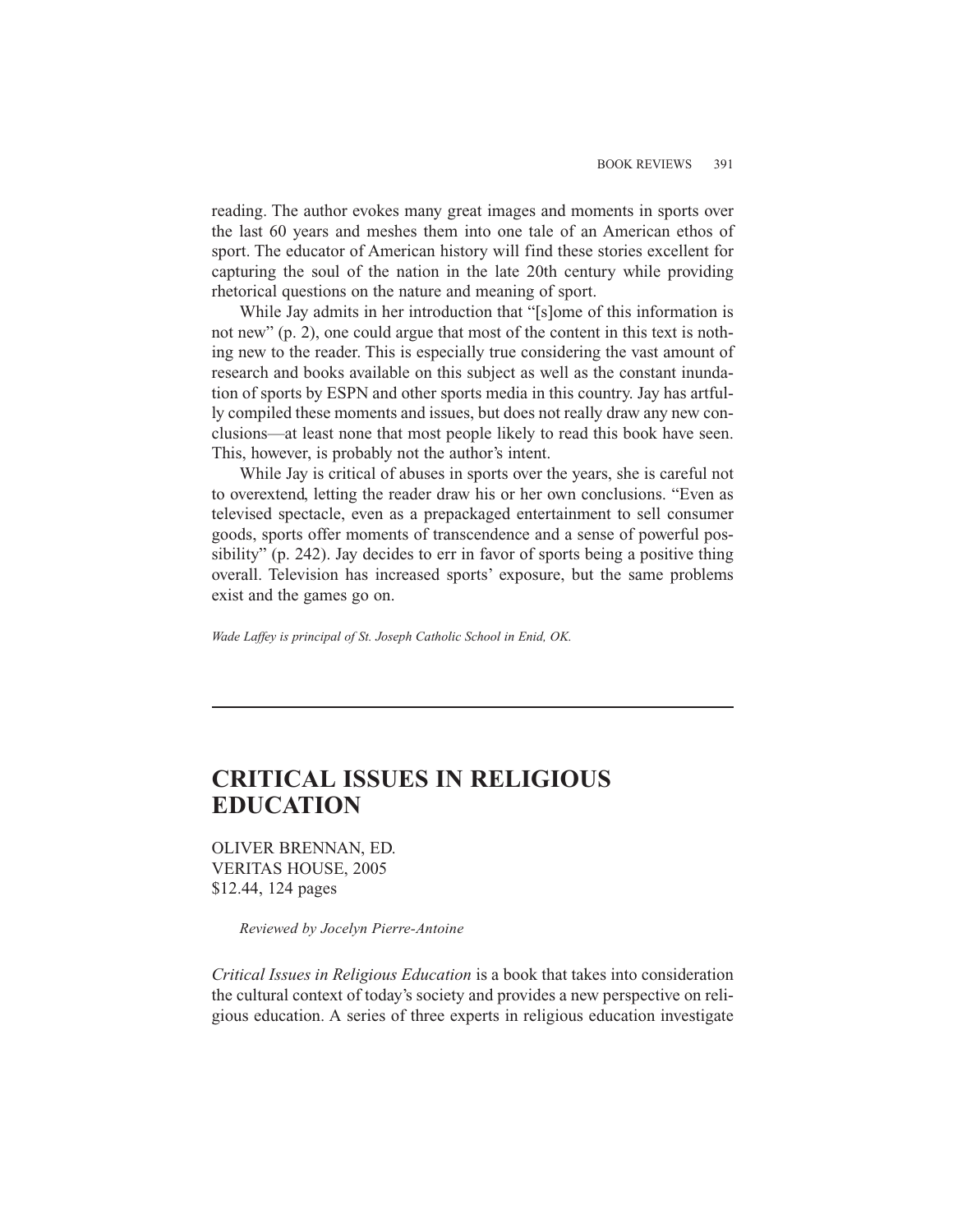reading. The author evokes many great images and moments in sports over the last 60 years and meshes them into one tale of an American ethos of sport. The educator of American history will find these stories excellent for capturing the soul of the nation in the late 20th century while providing rhetorical questions on the nature and meaning of sport.

While Jay admits in her introduction that "[s]ome of this information is not new" (p. 2), one could argue that most of the content in this text is nothing new to the reader. This is especially true considering the vast amount of research and books available on this subject as well as the constant inundation of sports by ESPN and other sports media in this country. Jay has artfully compiled these moments and issues, but does not really draw any new conclusions—at least none that most people likely to read this book have seen. This, however, is probably not the author's intent.

While Jay is critical of abuses in sports over the years, she is careful not to overextend, letting the reader draw his or her own conclusions. "Even as televised spectacle, even as a prepackaged entertainment to sell consumer goods, sports offer moments of transcendence and a sense of powerful possibility" (p. 242). Jay decides to err in favor of sports being a positive thing overall. Television has increased sports' exposure, but the same problems exist and the games go on.

*Wade Laffey is principal of St. Joseph Catholic School in Enid, OK.*

---

# CRITICAL ISSUES IN RELIGIOUS EDUCATION

OLIVER BRENNAN, ED.
VERITAS HOUSE, 2005
$12.44, 124 pages

*Reviewed by Jocelyn Pierre-Antoine*

*Critical Issues in Religious Education* is a book that takes into consideration the cultural context of today's society and provides a new perspective on religious education. A series of three experts in religious education investigate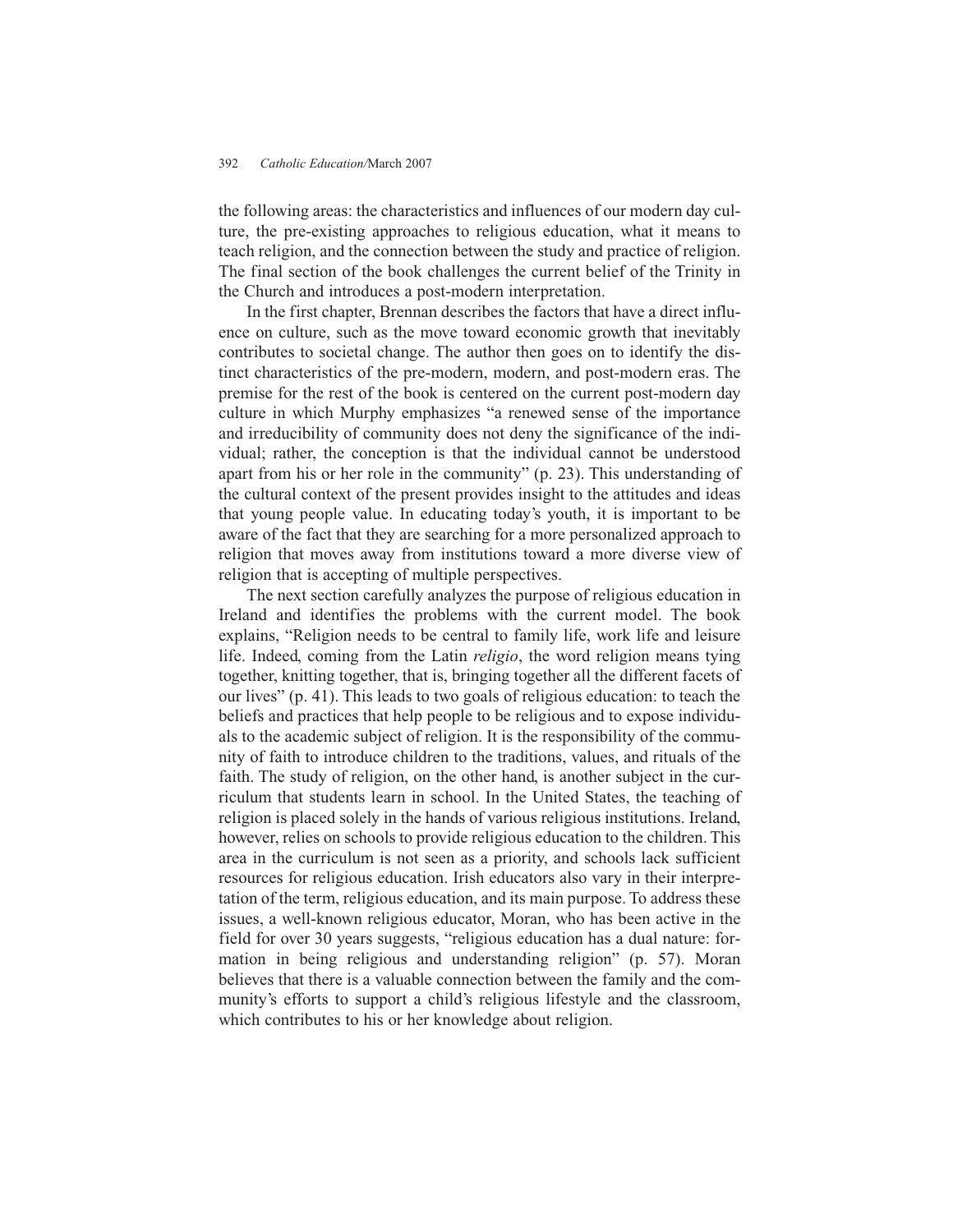the following areas: the characteristics and influences of our modern day culture, the pre-existing approaches to religious education, what it means to teach religion, and the connection between the study and practice of religion. The final section of the book challenges the current belief of the Trinity in the Church and introduces a post-modern interpretation.

In the first chapter, Brennan describes the factors that have a direct influence on culture, such as the move toward economic growth that inevitably contributes to societal change. The author then goes on to identify the distinct characteristics of the pre-modern, modern, and post-modern eras. The premise for the rest of the book is centered on the current post-modern day culture in which Murphy emphasizes "a renewed sense of the importance and irreducibility of community does not deny the significance of the individual; rather, the conception is that the individual cannot be understood apart from his or her role in the community" (p. 23). This understanding of the cultural context of the present provides insight to the attitudes and ideas that young people value. In educating today's youth, it is important to be aware of the fact that they are searching for a more personalized approach to religion that moves away from institutions toward a more diverse view of religion that is accepting of multiple perspectives.

The next section carefully analyzes the purpose of religious education in Ireland and identifies the problems with the current model. The book explains, "Religion needs to be central to family life, work life and leisure life. Indeed, coming from the Latin *religio*, the word religion means tying together, knitting together, that is, bringing together all the different facets of our lives" (p. 41). This leads to two goals of religious education: to teach the beliefs and practices that help people to be religious and to expose individuals to the academic subject of religion. It is the responsibility of the community of faith to introduce children to the traditions, values, and rituals of the faith. The study of religion, on the other hand, is another subject in the curriculum that students learn in school. In the United States, the teaching of religion is placed solely in the hands of various religious institutions. Ireland, however, relies on schools to provide religious education to the children. This area in the curriculum is not seen as a priority, and schools lack sufficient resources for religious education. Irish educators also vary in their interpretation of the term, religious education, and its main purpose. To address these issues, a well-known religious educator, Moran, who has been active in the field for over 30 years suggests, "religious education has a dual nature: formation in being religious and understanding religion" (p. 57). Moran believes that there is a valuable connection between the family and the community's efforts to support a child's religious lifestyle and the classroom, which contributes to his or her knowledge about religion.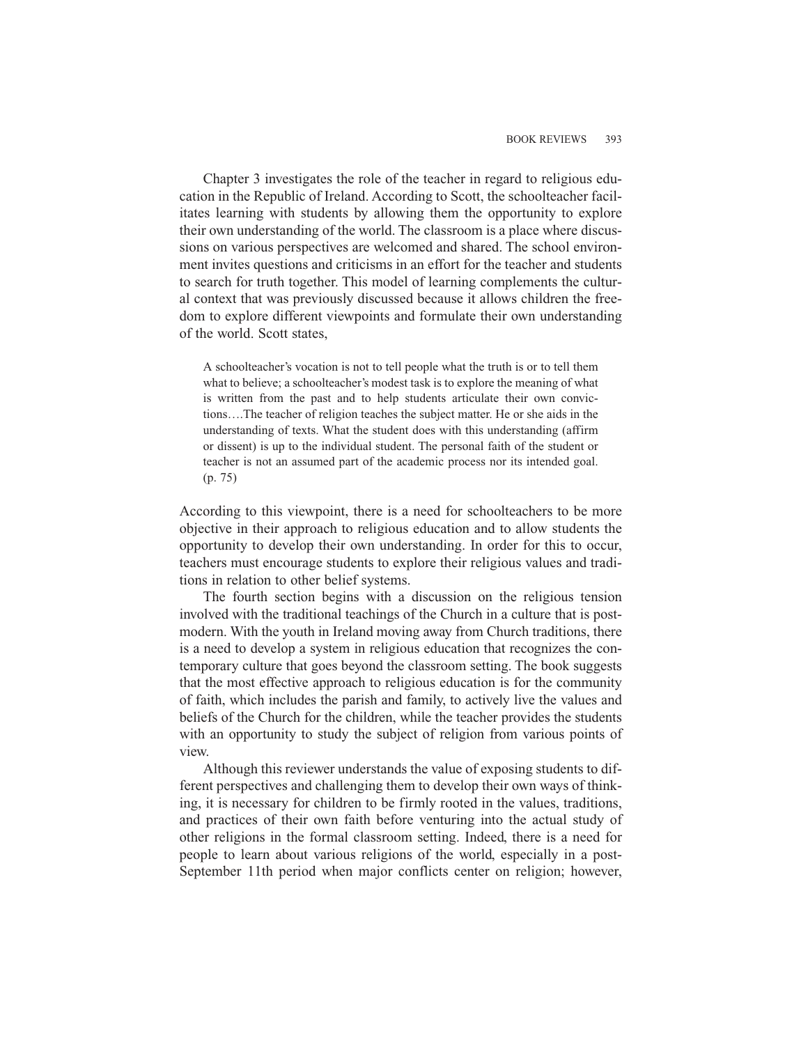Chapter 3 investigates the role of the teacher in regard to religious education in the Republic of Ireland. According to Scott, the schoolteacher facilitates learning with students by allowing them the opportunity to explore their own understanding of the world. The classroom is a place where discussions on various perspectives are welcomed and shared. The school environment invites questions and criticisms in an effort for the teacher and students to search for truth together. This model of learning complements the cultural context that was previously discussed because it allows children the freedom to explore different viewpoints and formulate their own understanding of the world. Scott states,

> A schoolteacher's vocation is not to tell people what the truth is or to tell them what to believe; a schoolteacher's modest task is to explore the meaning of what is written from the past and to help students articulate their own convictions….The teacher of religion teaches the subject matter. He or she aids in the understanding of texts. What the student does with this understanding (affirm or dissent) is up to the individual student. The personal faith of the student or teacher is not an assumed part of the academic process nor its intended goal. (p. 75)

According to this viewpoint, there is a need for schoolteachers to be more objective in their approach to religious education and to allow students the opportunity to develop their own understanding. In order for this to occur, teachers must encourage students to explore their religious values and traditions in relation to other belief systems.

The fourth section begins with a discussion on the religious tension involved with the traditional teachings of the Church in a culture that is postmodern. With the youth in Ireland moving away from Church traditions, there is a need to develop a system in religious education that recognizes the contemporary culture that goes beyond the classroom setting. The book suggests that the most effective approach to religious education is for the community of faith, which includes the parish and family, to actively live the values and beliefs of the Church for the children, while the teacher provides the students with an opportunity to study the subject of religion from various points of view.

Although this reviewer understands the value of exposing students to different perspectives and challenging them to develop their own ways of thinking, it is necessary for children to be firmly rooted in the values, traditions, and practices of their own faith before venturing into the actual study of other religions in the formal classroom setting. Indeed, there is a need for people to learn about various religions of the world, especially in a post-September 11th period when major conflicts center on religion; however,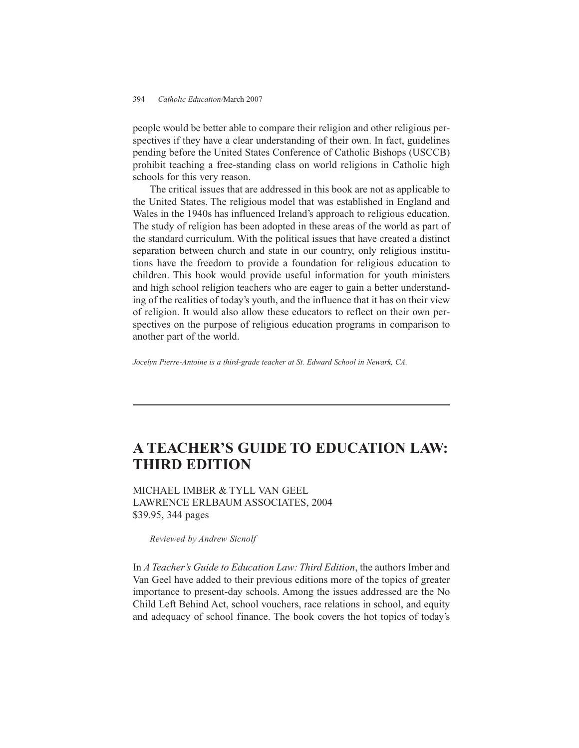people would be better able to compare their religion and other religious perspectives if they have a clear understanding of their own. In fact, guidelines pending before the United States Conference of Catholic Bishops (USCCB) prohibit teaching a free-standing class on world religions in Catholic high schools for this very reason.

The critical issues that are addressed in this book are not as applicable to the United States. The religious model that was established in England and Wales in the 1940s has influenced Ireland's approach to religious education. The study of religion has been adopted in these areas of the world as part of the standard curriculum. With the political issues that have created a distinct separation between church and state in our country, only religious institutions have the freedom to provide a foundation for religious education to children. This book would provide useful information for youth ministers and high school religion teachers who are eager to gain a better understanding of the realities of today's youth, and the influence that it has on their view of religion. It would also allow these educators to reflect on their own perspectives on the purpose of religious education programs in comparison to another part of the world.

*Jocelyn Pierre-Antoine is a third-grade teacher at St. Edward School in Newark, CA.*

---

## A TEACHER'S GUIDE TO EDUCATION LAW: THIRD EDITION

MICHAEL IMBER & TYLL VAN GEEL
LAWRENCE ERLBAUM ASSOCIATES, 2004
$39.95, 344 pages

*Reviewed by Andrew Sicnolf*

In *A Teacher's Guide to Education Law: Third Edition*, the authors Imber and Van Geel have added to their previous editions more of the topics of greater importance to present-day schools. Among the issues addressed are the No Child Left Behind Act, school vouchers, race relations in school, and equity and adequacy of school finance. The book covers the hot topics of today's